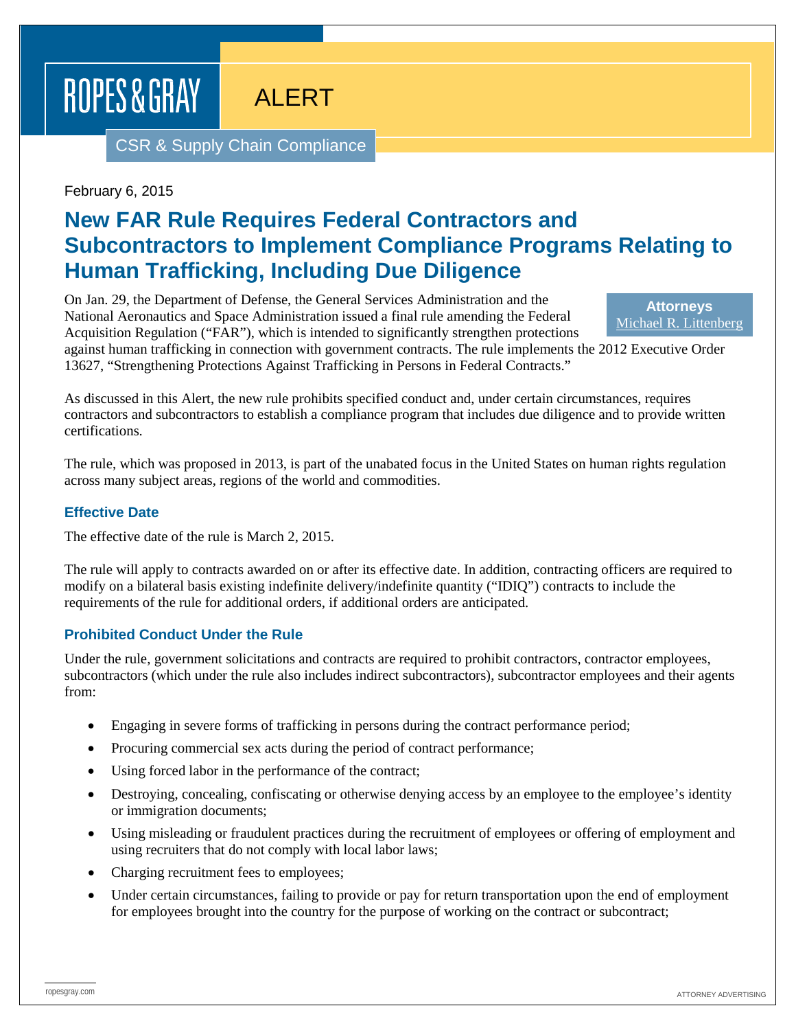ROPES & GRAY

ALERT

CSR & Supply Chain Compliance

February 6, 2015

# New FAR Rule Requires Federal Contractors and Subcontractors to Implement Compliance Programs Relating to Human Trafficking, Including Due Diligence

**Attorneys**
Michael R. Littenberg

On Jan. 29, the Department of Defense, the General Services Administration and the National Aeronautics and Space Administration issued a final rule amending the Federal Acquisition Regulation ("FAR"), which is intended to significantly strengthen protections against human trafficking in connection with government contracts. The rule implements the 2012 Executive Order 13627, "Strengthening Protections Against Trafficking in Persons in Federal Contracts."

As discussed in this Alert, the new rule prohibits specified conduct and, under certain circumstances, requires contractors and subcontractors to establish a compliance program that includes due diligence and to provide written certifications.

The rule, which was proposed in 2013, is part of the unabated focus in the United States on human rights regulation across many subject areas, regions of the world and commodities.

## Effective Date

The effective date of the rule is March 2, 2015.

The rule will apply to contracts awarded on or after its effective date. In addition, contracting officers are required to modify on a bilateral basis existing indefinite delivery/indefinite quantity ("IDIQ") contracts to include the requirements of the rule for additional orders, if additional orders are anticipated.

## Prohibited Conduct Under the Rule

Under the rule, government solicitations and contracts are required to prohibit contractors, contractor employees, subcontractors (which under the rule also includes indirect subcontractors), subcontractor employees and their agents from:

- Engaging in severe forms of trafficking in persons during the contract performance period;
- Procuring commercial sex acts during the period of contract performance;
- Using forced labor in the performance of the contract;
- Destroying, concealing, confiscating or otherwise denying access by an employee to the employee's identity or immigration documents;
- Using misleading or fraudulent practices during the recruitment of employees or offering of employment and using recruiters that do not comply with local labor laws;
- Charging recruitment fees to employees;
- Under certain circumstances, failing to provide or pay for return transportation upon the end of employment for employees brought into the country for the purpose of working on the contract or subcontract;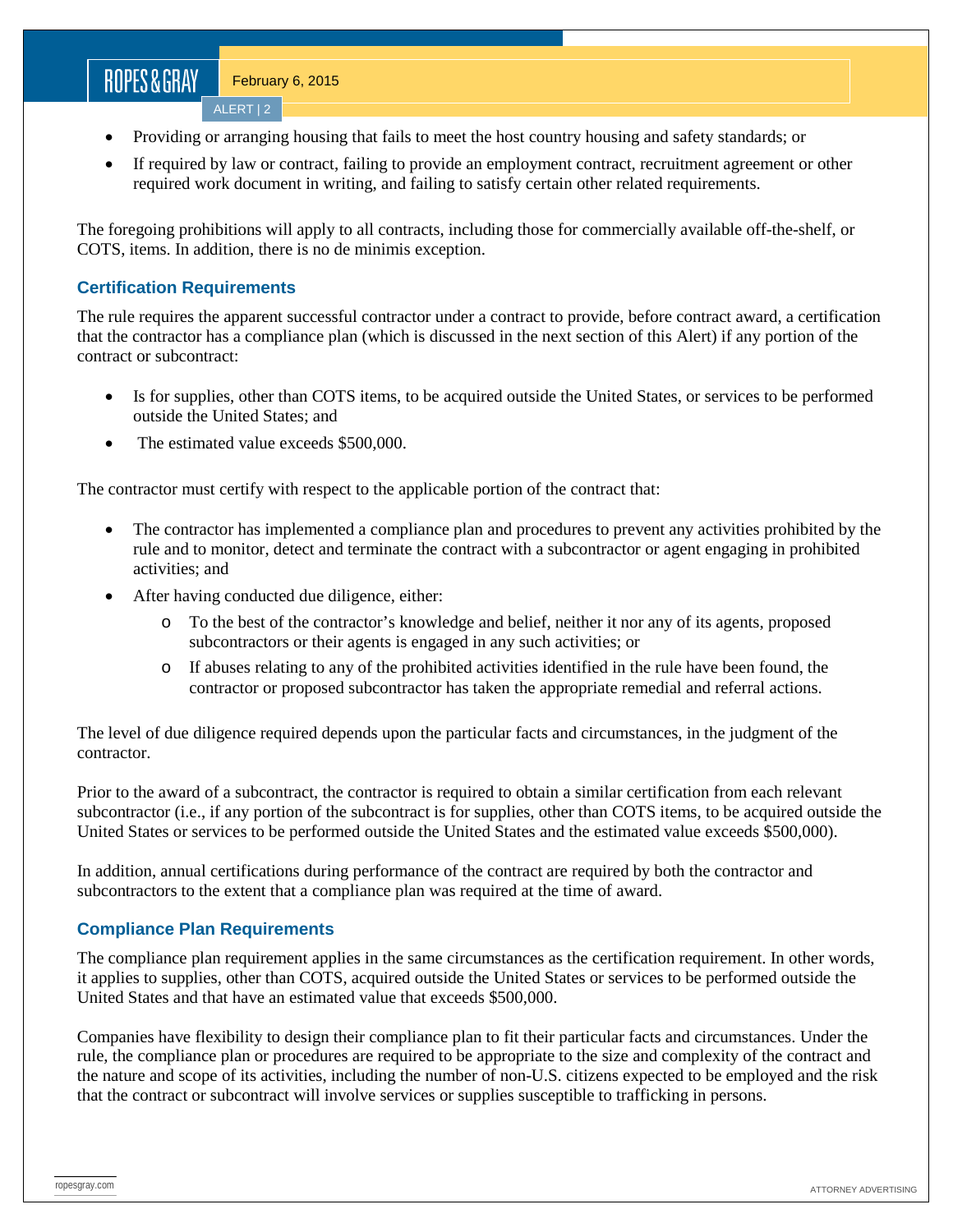- Providing or arranging housing that fails to meet the host country housing and safety standards; or
- If required by law or contract, failing to provide an employment contract, recruitment agreement or other required work document in writing, and failing to satisfy certain other related requirements.

The foregoing prohibitions will apply to all contracts, including those for commercially available off-the-shelf, or COTS, items. In addition, there is no de minimis exception.

### Certification Requirements

The rule requires the apparent successful contractor under a contract to provide, before contract award, a certification that the contractor has a compliance plan (which is discussed in the next section of this Alert) if any portion of the contract or subcontract:

- Is for supplies, other than COTS items, to be acquired outside the United States, or services to be performed outside the United States; and
- The estimated value exceeds $500,000.

The contractor must certify with respect to the applicable portion of the contract that:

- The contractor has implemented a compliance plan and procedures to prevent any activities prohibited by the rule and to monitor, detect and terminate the contract with a subcontractor or agent engaging in prohibited activities; and
- After having conducted due diligence, either:
  - To the best of the contractor's knowledge and belief, neither it nor any of its agents, proposed subcontractors or their agents is engaged in any such activities; or
  - If abuses relating to any of the prohibited activities identified in the rule have been found, the contractor or proposed subcontractor has taken the appropriate remedial and referral actions.

The level of due diligence required depends upon the particular facts and circumstances, in the judgment of the contractor.

Prior to the award of a subcontract, the contractor is required to obtain a similar certification from each relevant subcontractor (i.e., if any portion of the subcontract is for supplies, other than COTS items, to be acquired outside the United States or services to be performed outside the United States and the estimated value exceeds $500,000).

In addition, annual certifications during performance of the contract are required by both the contractor and subcontractors to the extent that a compliance plan was required at the time of award.

### Compliance Plan Requirements

The compliance plan requirement applies in the same circumstances as the certification requirement. In other words, it applies to supplies, other than COTS, acquired outside the United States or services to be performed outside the United States and that have an estimated value that exceeds $500,000.

Companies have flexibility to design their compliance plan to fit their particular facts and circumstances. Under the rule, the compliance plan or procedures are required to be appropriate to the size and complexity of the contract and the nature and scope of its activities, including the number of non-U.S. citizens expected to be employed and the risk that the contract or subcontract will involve services or supplies susceptible to trafficking in persons.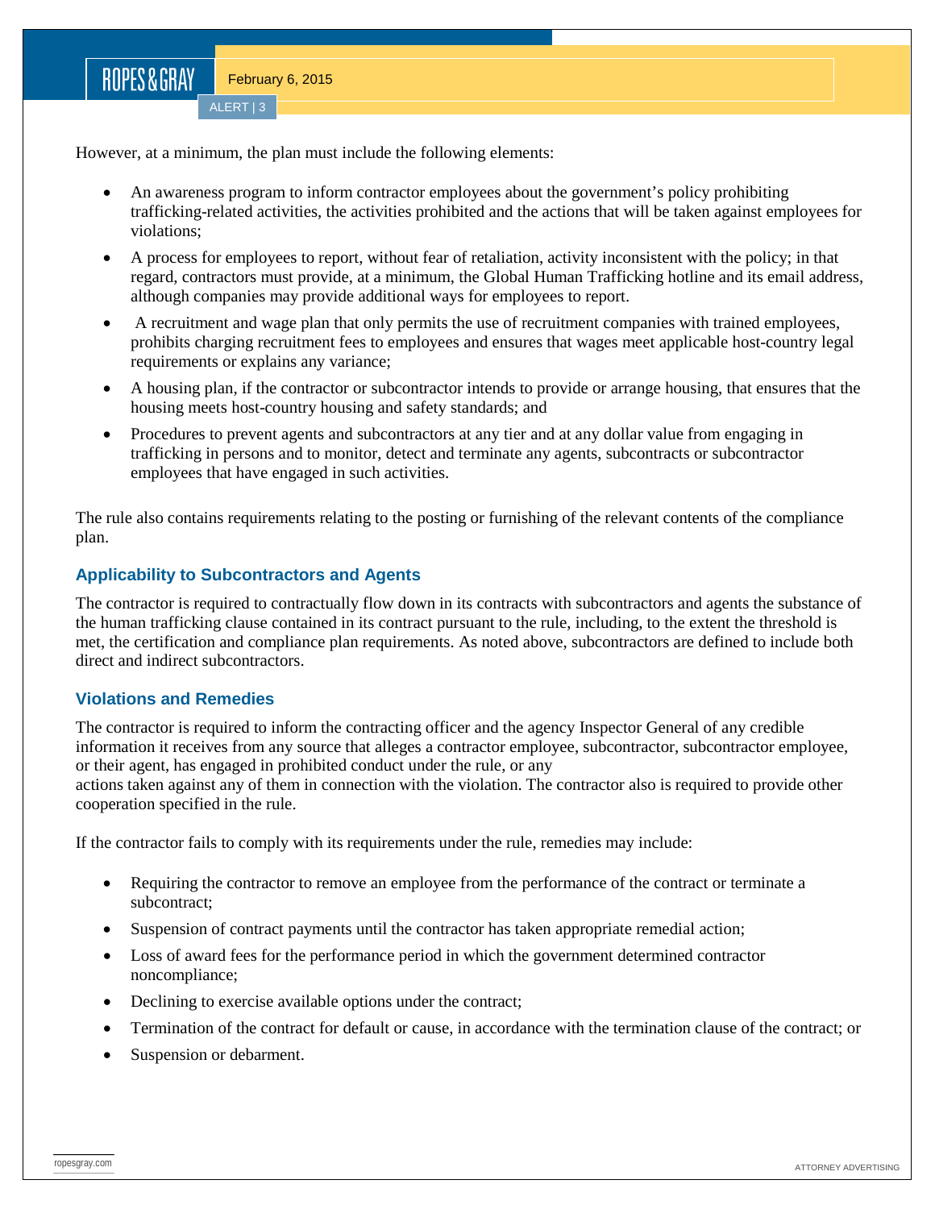However, at a minimum, the plan must include the following elements:

- An awareness program to inform contractor employees about the government's policy prohibiting trafficking-related activities, the activities prohibited and the actions that will be taken against employees for violations;
- A process for employees to report, without fear of retaliation, activity inconsistent with the policy; in that regard, contractors must provide, at a minimum, the Global Human Trafficking hotline and its email address, although companies may provide additional ways for employees to report.
- A recruitment and wage plan that only permits the use of recruitment companies with trained employees, prohibits charging recruitment fees to employees and ensures that wages meet applicable host-country legal requirements or explains any variance;
- A housing plan, if the contractor or subcontractor intends to provide or arrange housing, that ensures that the housing meets host-country housing and safety standards; and
- Procedures to prevent agents and subcontractors at any tier and at any dollar value from engaging in trafficking in persons and to monitor, detect and terminate any agents, subcontracts or subcontractor employees that have engaged in such activities.

The rule also contains requirements relating to the posting or furnishing of the relevant contents of the compliance plan.

### Applicability to Subcontractors and Agents

The contractor is required to contractually flow down in its contracts with subcontractors and agents the substance of the human trafficking clause contained in its contract pursuant to the rule, including, to the extent the threshold is met, the certification and compliance plan requirements. As noted above, subcontractors are defined to include both direct and indirect subcontractors.

### Violations and Remedies

The contractor is required to inform the contracting officer and the agency Inspector General of any credible information it receives from any source that alleges a contractor employee, subcontractor, subcontractor employee, or their agent, has engaged in prohibited conduct under the rule, or any actions taken against any of them in connection with the violation. The contractor also is required to provide other cooperation specified in the rule.

If the contractor fails to comply with its requirements under the rule, remedies may include:

- Requiring the contractor to remove an employee from the performance of the contract or terminate a subcontract;
- Suspension of contract payments until the contractor has taken appropriate remedial action;
- Loss of award fees for the performance period in which the government determined contractor noncompliance;
- Declining to exercise available options under the contract;
- Termination of the contract for default or cause, in accordance with the termination clause of the contract; or
- Suspension or debarment.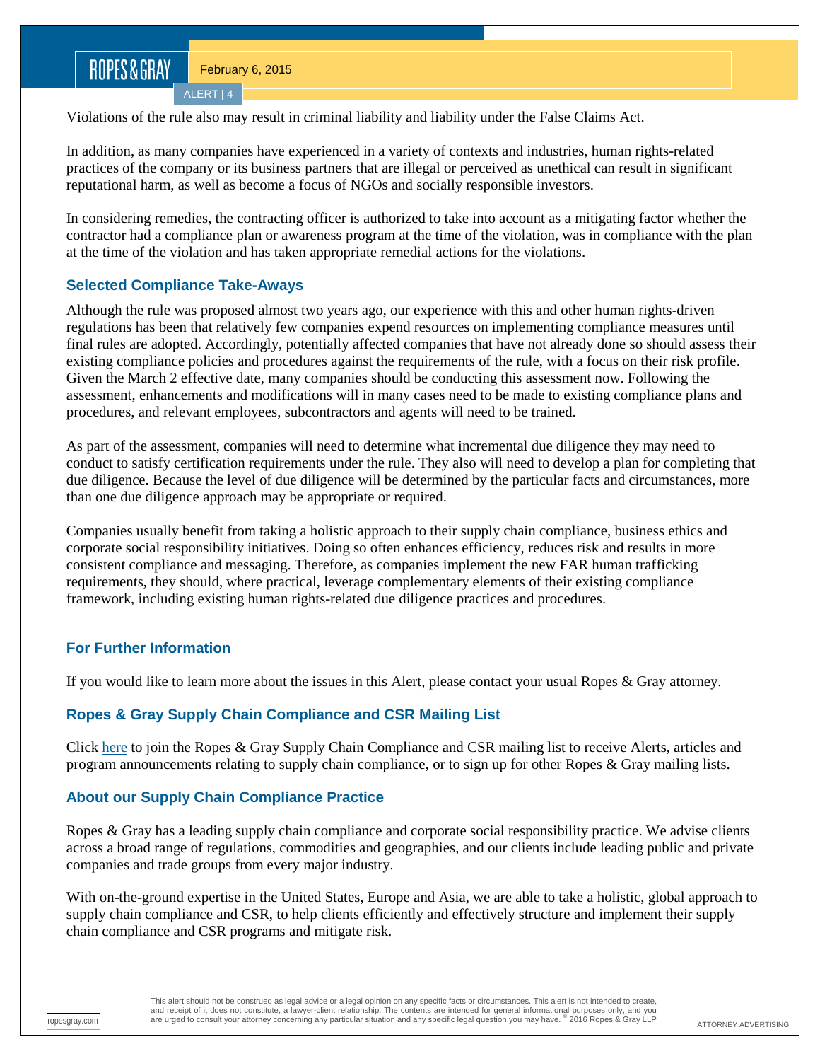Violations of the rule also may result in criminal liability and liability under the False Claims Act.

In addition, as many companies have experienced in a variety of contexts and industries, human rights-related practices of the company or its business partners that are illegal or perceived as unethical can result in significant reputational harm, as well as become a focus of NGOs and socially responsible investors.

In considering remedies, the contracting officer is authorized to take into account as a mitigating factor whether the contractor had a compliance plan or awareness program at the time of the violation, was in compliance with the plan at the time of the violation and has taken appropriate remedial actions for the violations.

## Selected Compliance Take-Aways

Although the rule was proposed almost two years ago, our experience with this and other human rights-driven regulations has been that relatively few companies expend resources on implementing compliance measures until final rules are adopted. Accordingly, potentially affected companies that have not already done so should assess their existing compliance policies and procedures against the requirements of the rule, with a focus on their risk profile. Given the March 2 effective date, many companies should be conducting this assessment now. Following the assessment, enhancements and modifications will in many cases need to be made to existing compliance plans and procedures, and relevant employees, subcontractors and agents will need to be trained.

As part of the assessment, companies will need to determine what incremental due diligence they may need to conduct to satisfy certification requirements under the rule. They also will need to develop a plan for completing that due diligence. Because the level of due diligence will be determined by the particular facts and circumstances, more than one due diligence approach may be appropriate or required.

Companies usually benefit from taking a holistic approach to their supply chain compliance, business ethics and corporate social responsibility initiatives. Doing so often enhances efficiency, reduces risk and results in more consistent compliance and messaging. Therefore, as companies implement the new FAR human trafficking requirements, they should, where practical, leverage complementary elements of their existing compliance framework, including existing human rights-related due diligence practices and procedures.

## For Further Information

If you would like to learn more about the issues in this Alert, please contact your usual Ropes & Gray attorney.

## Ropes & Gray Supply Chain Compliance and CSR Mailing List

Click here to join the Ropes & Gray Supply Chain Compliance and CSR mailing list to receive Alerts, articles and program announcements relating to supply chain compliance, or to sign up for other Ropes & Gray mailing lists.

## About our Supply Chain Compliance Practice

Ropes & Gray has a leading supply chain compliance and corporate social responsibility practice. We advise clients across a broad range of regulations, commodities and geographies, and our clients include leading public and private companies and trade groups from every major industry.

With on-the-ground expertise in the United States, Europe and Asia, we are able to take a holistic, global approach to supply chain compliance and CSR, to help clients efficiently and effectively structure and implement their supply chain compliance and CSR programs and mitigate risk.

This alert should not be construed as legal advice or a legal opinion on any specific facts or circumstances. This alert is not intended to create, and receipt of it does not constitute, a lawyer-client relationship. The contents are intended for general informational purposes only, and you are urged to consult your attorney concerning any particular situation and any specific legal question you may have. © 2016 Ropes & Gray LLP

ATTORNEY ADVERTISING